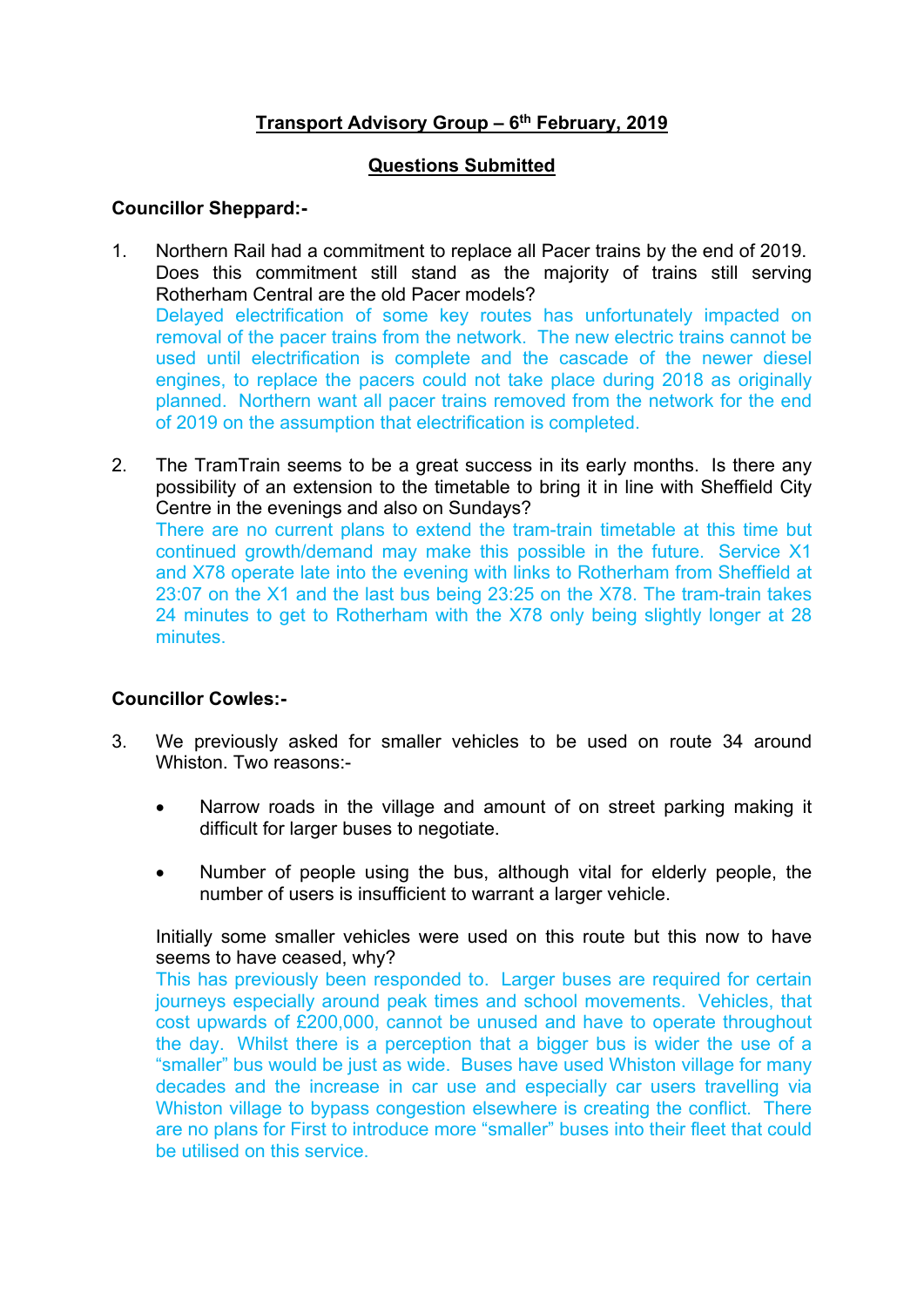# Transport Advisory Group – 6th February, 2019

## Questions Submitted

**Councillor Sheppard:-**

1. Northern Rail had a commitment to replace all Pacer trains by the end of 2019. Does this commitment still stand as the majority of trains still serving Rotherham Central are the old Pacer models?
   Delayed electrification of some key routes has unfortunately impacted on removal of the pacer trains from the network. The new electric trains cannot be used until electrification is complete and the cascade of the newer diesel engines, to replace the pacers could not take place during 2018 as originally planned. Northern want all pacer trains removed from the network for the end of 2019 on the assumption that electrification is completed.

2. The TramTrain seems to be a great success in its early months. Is there any possibility of an extension to the timetable to bring it in line with Sheffield City Centre in the evenings and also on Sundays?
   There are no current plans to extend the tram-train timetable at this time but continued growth/demand may make this possible in the future. Service X1 and X78 operate late into the evening with links to Rotherham from Sheffield at 23:07 on the X1 and the last bus being 23:25 on the X78. The tram-train takes 24 minutes to get to Rotherham with the X78 only being slightly longer at 28 minutes.

**Councillor Cowles:-**

3. We previously asked for smaller vehicles to be used on route 34 around Whiston. Two reasons:-

   - Narrow roads in the village and amount of on street parking making it difficult for larger buses to negotiate.

   - Number of people using the bus, although vital for elderly people, the number of users is insufficient to warrant a larger vehicle.

   Initially some smaller vehicles were used on this route but this now to have seems to have ceased, why?
   This has previously been responded to. Larger buses are required for certain journeys especially around peak times and school movements. Vehicles, that cost upwards of £200,000, cannot be unused and have to operate throughout the day. Whilst there is a perception that a bigger bus is wider the use of a "smaller" bus would be just as wide. Buses have used Whiston village for many decades and the increase in car use and especially car users travelling via Whiston village to bypass congestion elsewhere is creating the conflict. There are no plans for First to introduce more "smaller" buses into their fleet that could be utilised on this service.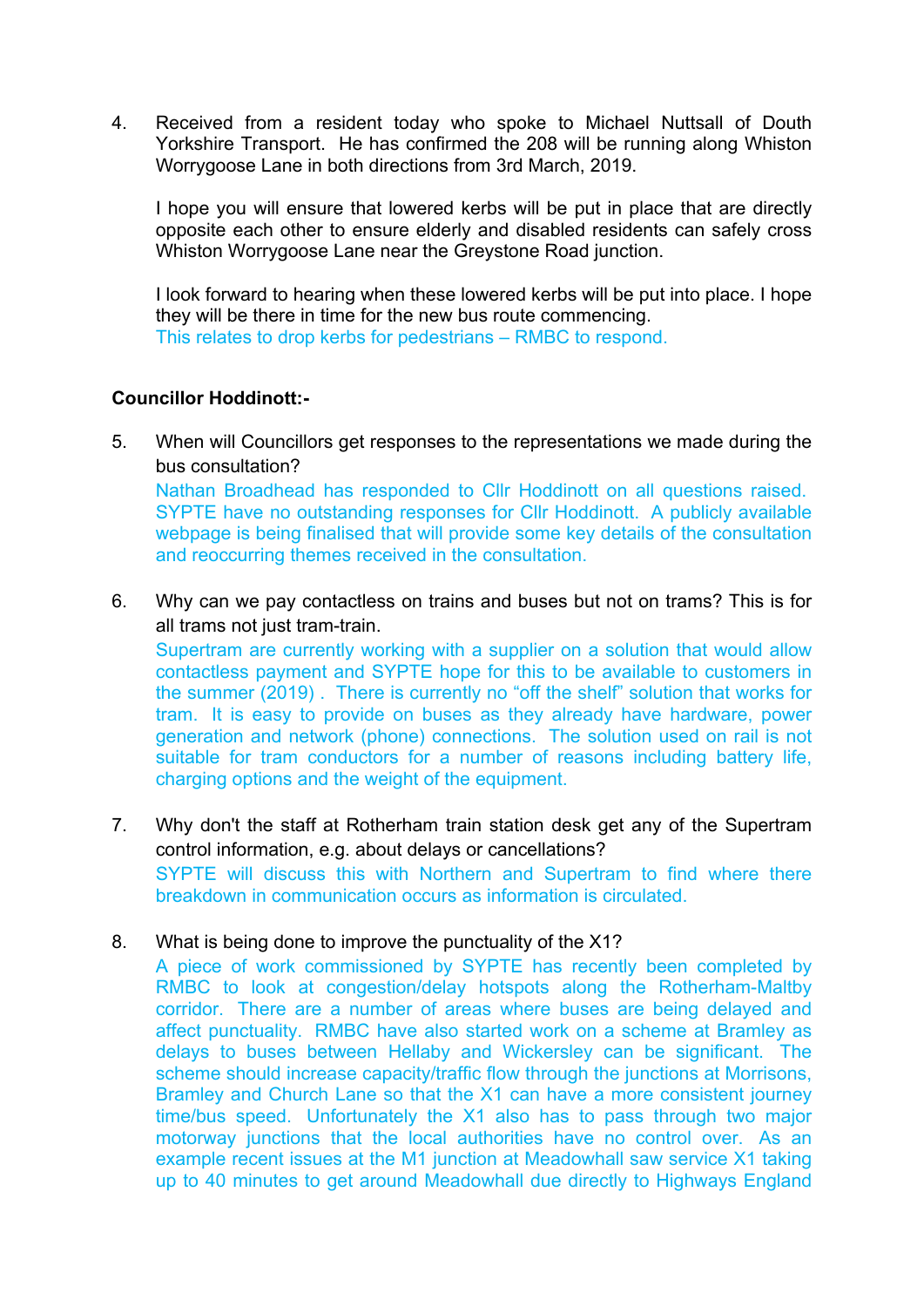4. Received from a resident today who spoke to Michael Nuttsall of Douth Yorkshire Transport. He has confirmed the 208 will be running along Whiston Worrygoose Lane in both directions from 3rd March, 2019.

   I hope you will ensure that lowered kerbs will be put in place that are directly opposite each other to ensure elderly and disabled residents can safely cross Whiston Worrygoose Lane near the Greystone Road junction.

   I look forward to hearing when these lowered kerbs will be put into place. I hope they will be there in time for the new bus route commencing.
   This relates to drop kerbs for pedestrians – RMBC to respond.

**Councillor Hoddinott:-**

5. When will Councillors get responses to the representations we made during the bus consultation?
   Nathan Broadhead has responded to Cllr Hoddinott on all questions raised. SYPTE have no outstanding responses for Cllr Hoddinott. A publicly available webpage is being finalised that will provide some key details of the consultation and reoccurring themes received in the consultation.

6. Why can we pay contactless on trains and buses but not on trams? This is for all trams not just tram-train.
   Supertram are currently working with a supplier on a solution that would allow contactless payment and SYPTE hope for this to be available to customers in the summer (2019) . There is currently no “off the shelf” solution that works for tram. It is easy to provide on buses as they already have hardware, power generation and network (phone) connections. The solution used on rail is not suitable for tram conductors for a number of reasons including battery life, charging options and the weight of the equipment.

7. Why don't the staff at Rotherham train station desk get any of the Supertram control information, e.g. about delays or cancellations?
   SYPTE will discuss this with Northern and Supertram to find where there breakdown in communication occurs as information is circulated.

8. What is being done to improve the punctuality of the X1?
   A piece of work commissioned by SYPTE has recently been completed by RMBC to look at congestion/delay hotspots along the Rotherham-Maltby corridor. There are a number of areas where buses are being delayed and affect punctuality. RMBC have also started work on a scheme at Bramley as delays to buses between Hellaby and Wickersley can be significant. The scheme should increase capacity/traffic flow through the junctions at Morrisons, Bramley and Church Lane so that the X1 can have a more consistent journey time/bus speed. Unfortunately the X1 also has to pass through two major motorway junctions that the local authorities have no control over. As an example recent issues at the M1 junction at Meadowhall saw service X1 taking up to 40 minutes to get around Meadowhall due directly to Highways England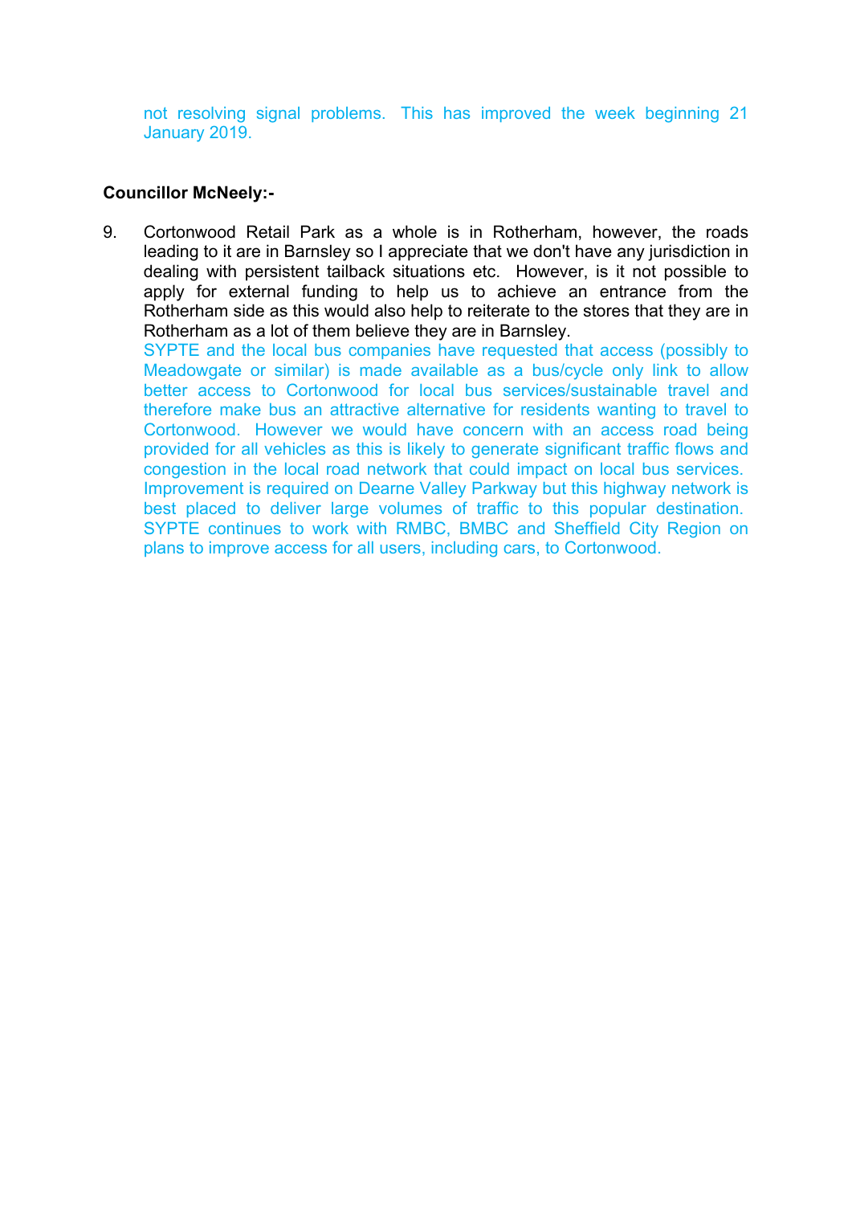not resolving signal problems. This has improved the week beginning 21 January 2019.

**Councillor McNeely:-**

9. Cortonwood Retail Park as a whole is in Rotherham, however, the roads leading to it are in Barnsley so I appreciate that we don't have any jurisdiction in dealing with persistent tailback situations etc. However, is it not possible to apply for external funding to help us to achieve an entrance from the Rotherham side as this would also help to reiterate to the stores that they are in Rotherham as a lot of them believe they are in Barnsley.

   SYPTE and the local bus companies have requested that access (possibly to Meadowgate or similar) is made available as a bus/cycle only link to allow better access to Cortonwood for local bus services/sustainable travel and therefore make bus an attractive alternative for residents wanting to travel to Cortonwood. However we would have concern with an access road being provided for all vehicles as this is likely to generate significant traffic flows and congestion in the local road network that could impact on local bus services. Improvement is required on Dearne Valley Parkway but this highway network is best placed to deliver large volumes of traffic to this popular destination. SYPTE continues to work with RMBC, BMBC and Sheffield City Region on plans to improve access for all users, including cars, to Cortonwood.